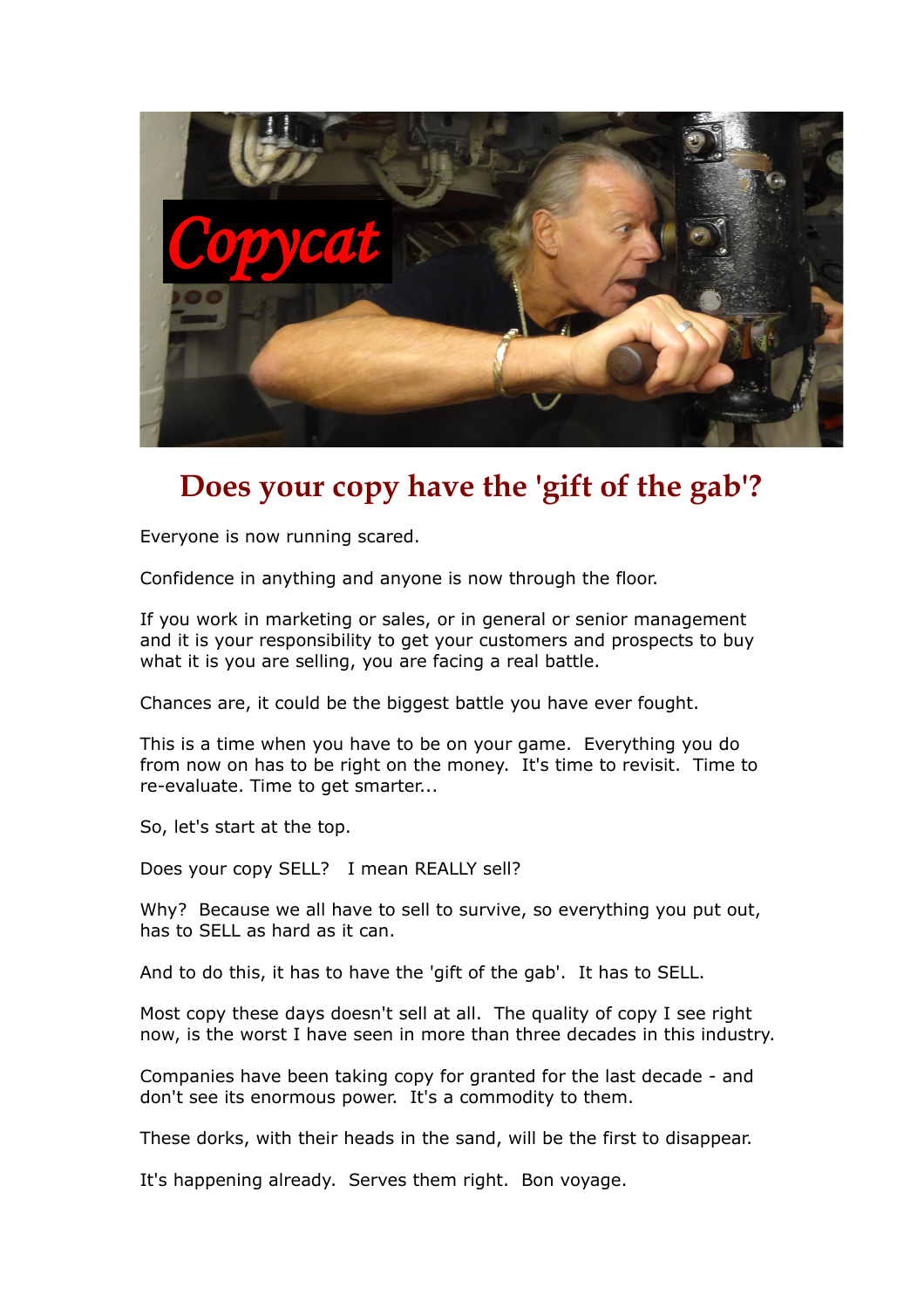# Does your copy have the 'gift of the gab'?

Everyone is now running scared.

Confidence in anything and anyone is now through the floor.

If you work in marketing or sales, or in general or senior management and it is your responsibility to get your customers and prospects to buy what it is you are selling, you are facing a real battle.

Chances are, it could be the biggest battle you have ever fought.

This is a time when you have to be on your game. Everything you do from now on has to be right on the money. It's time to revisit. Time to re-evaluate. Time to get smarter...

So, let's start at the top.

Does your copy SELL? I mean REALLY sell?

Why? Because we all have to sell to survive, so everything you put out, has to SELL as hard as it can.

And to do this, it has to have the 'gift of the gab'. It has to SELL.

Most copy these days doesn't sell at all. The quality of copy I see right now, is the worst I have seen in more than three decades in this industry.

Companies have been taking copy for granted for the last decade - and don't see its enormous power. It's a commodity to them.

These dorks, with their heads in the sand, will be the first to disappear.

It's happening already. Serves them right. Bon voyage.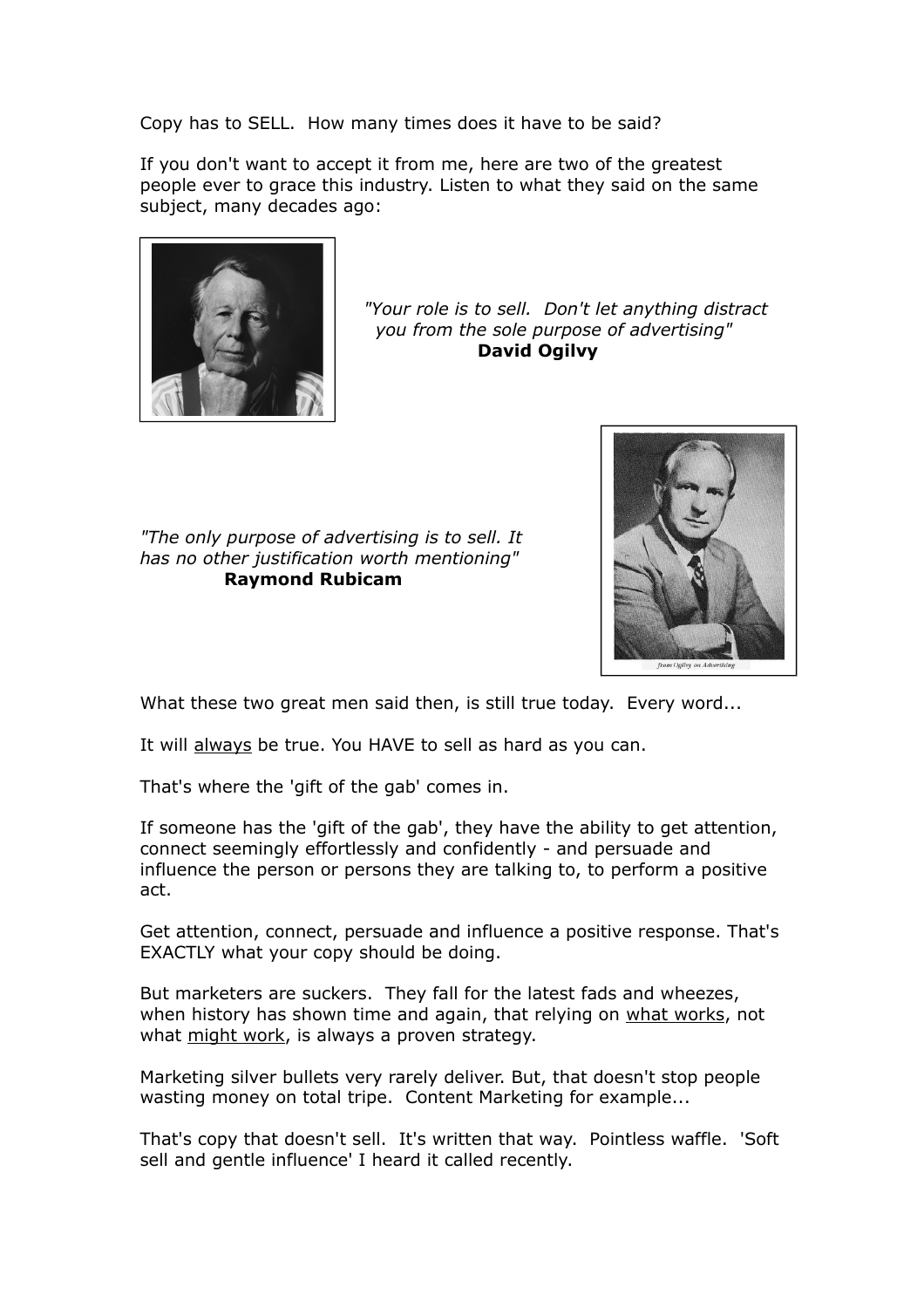Copy has to SELL. How many times does it have to be said?

If you don't want to accept it from me, here are two of the greatest people ever to grace this industry. Listen to what they said on the same subject, many decades ago:

*"Your role is to sell. Don't let anything distract you from the sole purpose of advertising"*
**David Ogilvy**

*"The only purpose of advertising is to sell. It has no other justification worth mentioning"*
**Raymond Rubicam**

*from Ogilvy on Advertising*

What these two great men said then, is still true today. Every word...

It will <u>always</u> be true. You HAVE to sell as hard as you can.

That's where the 'gift of the gab' comes in.

If someone has the 'gift of the gab', they have the ability to get attention, connect seemingly effortlessly and confidently - and persuade and influence the person or persons they are talking to, to perform a positive act.

Get attention, connect, persuade and influence a positive response. That's EXACTLY what your copy should be doing.

But marketers are suckers. They fall for the latest fads and wheezes, when history has shown time and again, that relying on <u>what works</u>, not what <u>might work</u>, is always a proven strategy.

Marketing silver bullets very rarely deliver. But, that doesn't stop people wasting money on total tripe. Content Marketing for example...

That's copy that doesn't sell. It's written that way. Pointless waffle. 'Soft sell and gentle influence' I heard it called recently.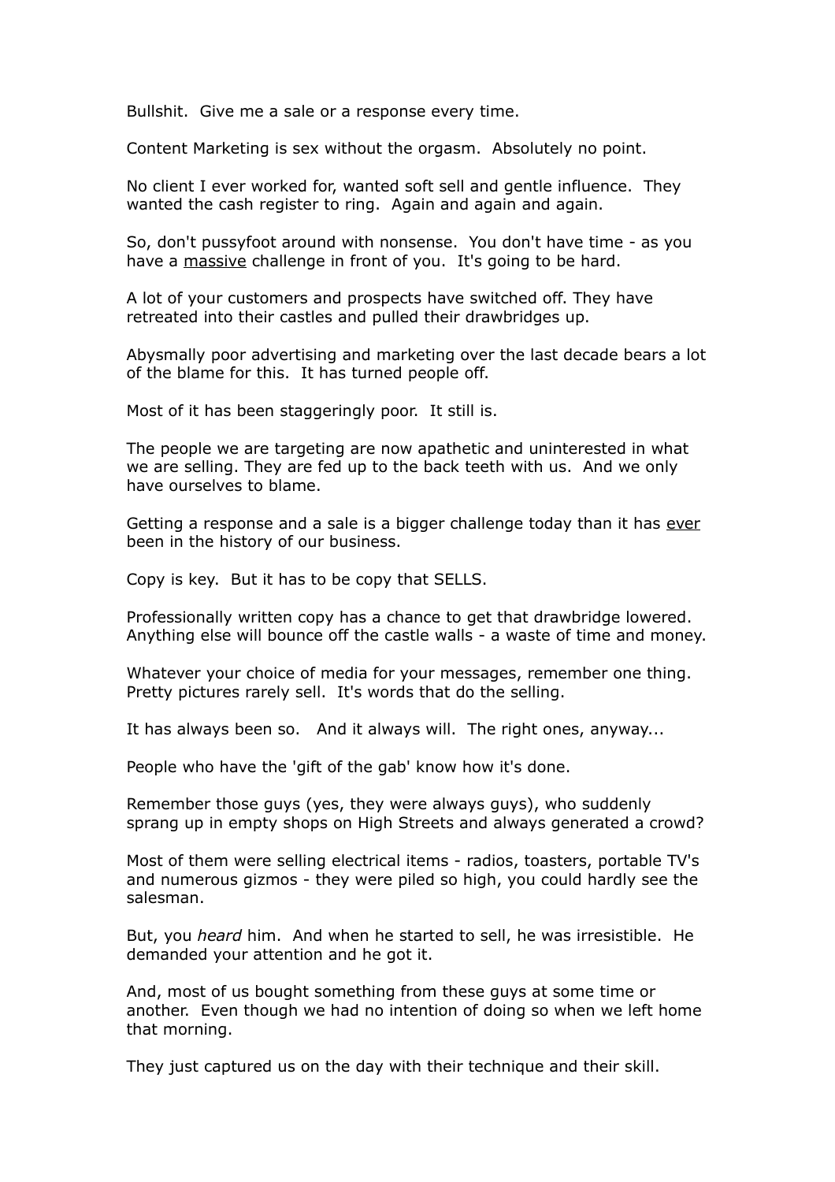Bullshit.  Give me a sale or a response every time.

Content Marketing is sex without the orgasm.  Absolutely no point.

No client I ever worked for, wanted soft sell and gentle influence.  They wanted the cash register to ring.  Again and again and again.

So, don't pussyfoot around with nonsense.  You don't have time - as you have a <u>massive</u> challenge in front of you.  It's going to be hard.

A lot of your customers and prospects have switched off. They have retreated into their castles and pulled their drawbridges up.

Abysmally poor advertising and marketing over the last decade bears a lot of the blame for this.  It has turned people off.

Most of it has been staggeringly poor.  It still is.

The people we are targeting are now apathetic and uninterested in what we are selling. They are fed up to the back teeth with us.  And we only have ourselves to blame.

Getting a response and a sale is a bigger challenge today than it has <u>ever</u> been in the history of our business.

Copy is key.  But it has to be copy that SELLS.

Professionally written copy has a chance to get that drawbridge lowered. Anything else will bounce off the castle walls - a waste of time and money.

Whatever your choice of media for your messages, remember one thing. Pretty pictures rarely sell.  It's words that do the selling.

It has always been so.   And it always will.  The right ones, anyway...

People who have the 'gift of the gab' know how it's done.

Remember those guys (yes, they were always guys), who suddenly sprang up in empty shops on High Streets and always generated a crowd?

Most of them were selling electrical items - radios, toasters, portable TV's and numerous gizmos - they were piled so high, you could hardly see the salesman.

But, you *heard* him.  And when he started to sell, he was irresistible.  He demanded your attention and he got it.

And, most of us bought something from these guys at some time or another.  Even though we had no intention of doing so when we left home that morning.

They just captured us on the day with their technique and their skill.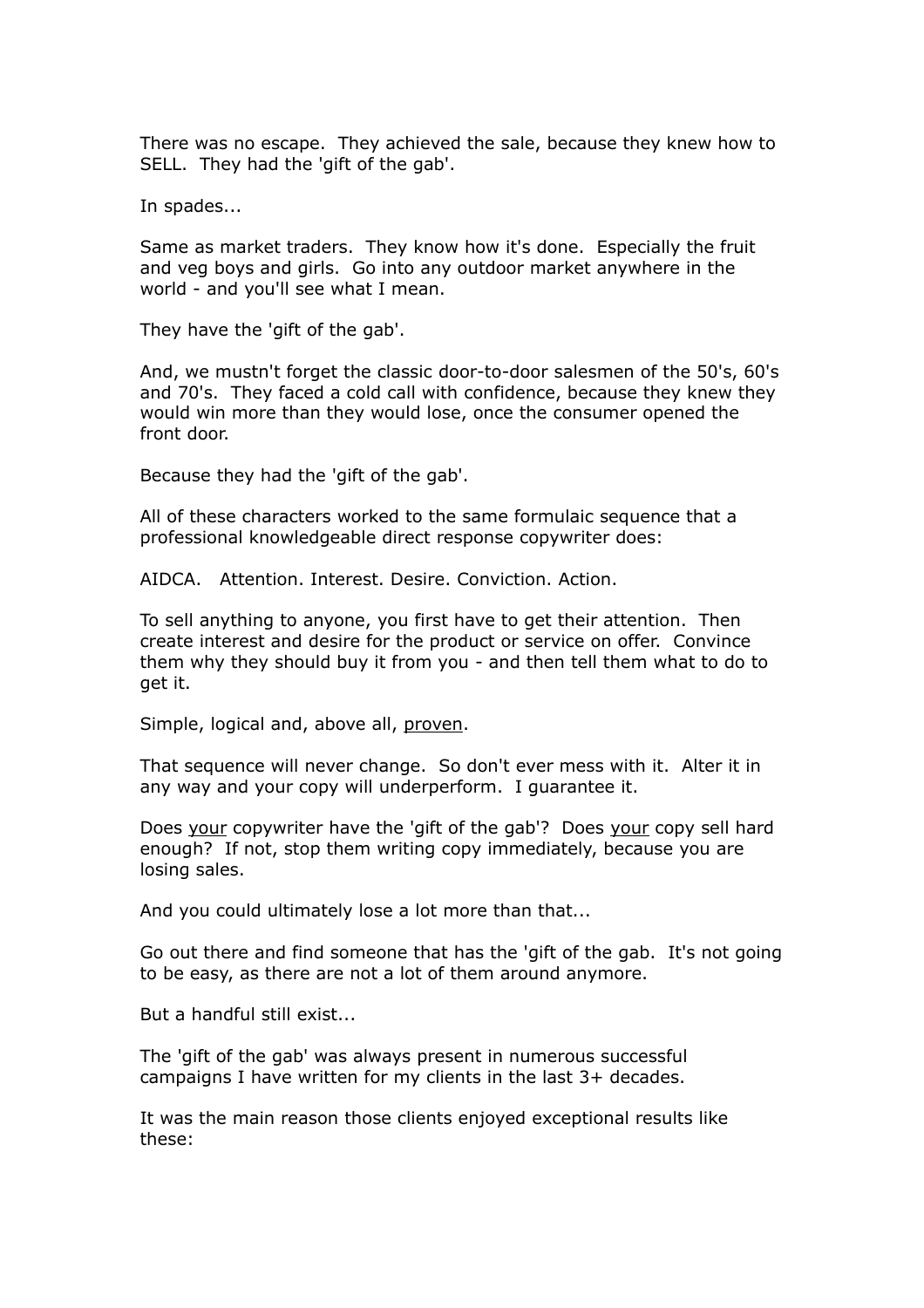There was no escape. They achieved the sale, because they knew how to SELL. They had the 'gift of the gab'.

In spades...

Same as market traders. They know how it's done. Especially the fruit and veg boys and girls. Go into any outdoor market anywhere in the world - and you'll see what I mean.

They have the 'gift of the gab'.

And, we mustn't forget the classic door-to-door salesmen of the 50's, 60's and 70's. They faced a cold call with confidence, because they knew they would win more than they would lose, once the consumer opened the front door.

Because they had the 'gift of the gab'.

All of these characters worked to the same formulaic sequence that a professional knowledgeable direct response copywriter does:

AIDCA. Attention. Interest. Desire. Conviction. Action.

To sell anything to anyone, you first have to get their attention. Then create interest and desire for the product or service on offer. Convince them why they should buy it from you - and then tell them what to do to get it.

Simple, logical and, above all, <u>proven</u>.

That sequence will never change. So don't ever mess with it. Alter it in any way and your copy will underperform. I guarantee it.

Does <u>your</u> copywriter have the 'gift of the gab'? Does <u>your</u> copy sell hard enough? If not, stop them writing copy immediately, because you are losing sales.

And you could ultimately lose a lot more than that...

Go out there and find someone that has the 'gift of the gab. It's not going to be easy, as there are not a lot of them around anymore.

But a handful still exist...

The 'gift of the gab' was always present in numerous successful campaigns I have written for my clients in the last 3+ decades.

It was the main reason those clients enjoyed exceptional results like these: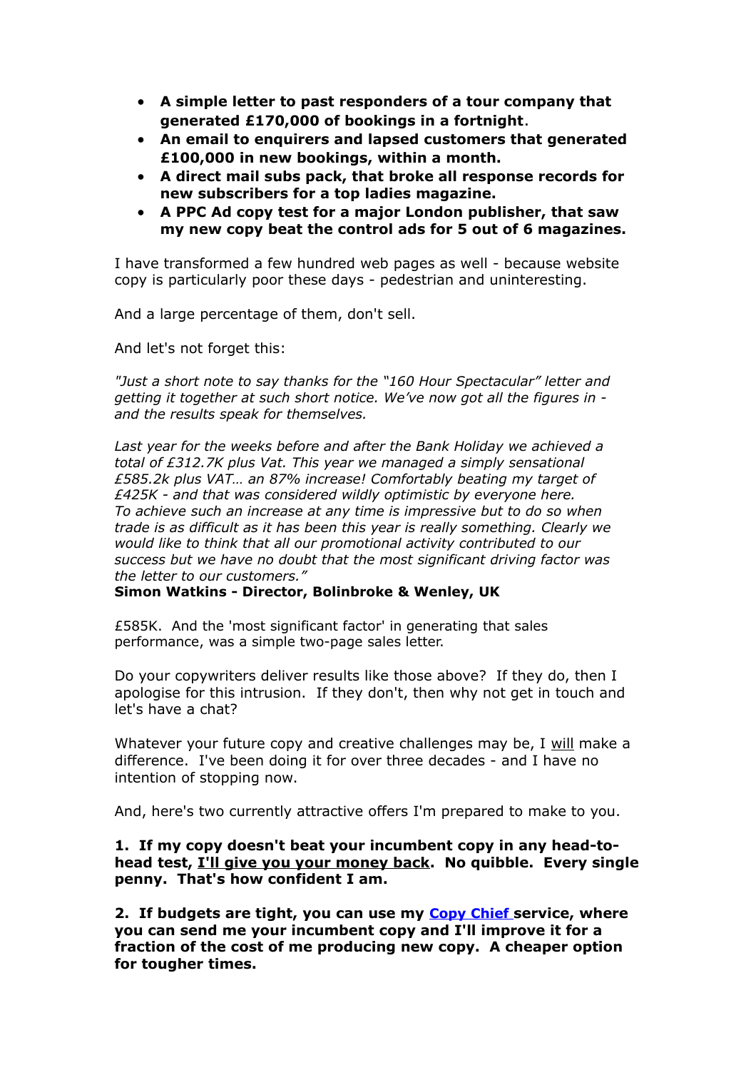- **A simple letter to past responders of a tour company that generated £170,000 of bookings in a fortnight**.
- **An email to enquirers and lapsed customers that generated £100,000 in new bookings, within a month.**
- **A direct mail subs pack, that broke all response records for new subscribers for a top ladies magazine.**
- **A PPC Ad copy test for a major London publisher, that saw my new copy beat the control ads for 5 out of 6 magazines.**

I have transformed a few hundred web pages as well - because website copy is particularly poor these days - pedestrian and uninteresting.

And a large percentage of them, don't sell.

And let's not forget this:

*"Just a short note to say thanks for the "160 Hour Spectacular" letter and getting it together at such short notice. We've now got all the figures in - and the results speak for themselves.*

*Last year for the weeks before and after the Bank Holiday we achieved a total of £312.7K plus Vat. This year we managed a simply sensational £585.2k plus VAT… an 87% increase! Comfortably beating my target of £425K - and that was considered wildly optimistic by everyone here. To achieve such an increase at any time is impressive but to do so when trade is as difficult as it has been this year is really something. Clearly we would like to think that all our promotional activity contributed to our success but we have no doubt that the most significant driving factor was the letter to our customers."*

**Simon Watkins - Director, Bolinbroke & Wenley, UK**

£585K. And the 'most significant factor' in generating that sales performance, was a simple two-page sales letter.

Do your copywriters deliver results like those above? If they do, then I apologise for this intrusion. If they don't, then why not get in touch and let's have a chat?

Whatever your future copy and creative challenges may be, I <u>will</u> make a difference. I've been doing it for over three decades - and I have no intention of stopping now.

And, here's two currently attractive offers I'm prepared to make to you.

**1. If my copy doesn't beat your incumbent copy in any head-to-head test, <u>I'll give you your money back</u>. No quibble. Every single penny. That's how confident I am.**

**2. If budgets are tight, you can use my [Copy Chief](#) service, where you can send me your incumbent copy and I'll improve it for a fraction of the cost of me producing new copy. A cheaper option for tougher times.**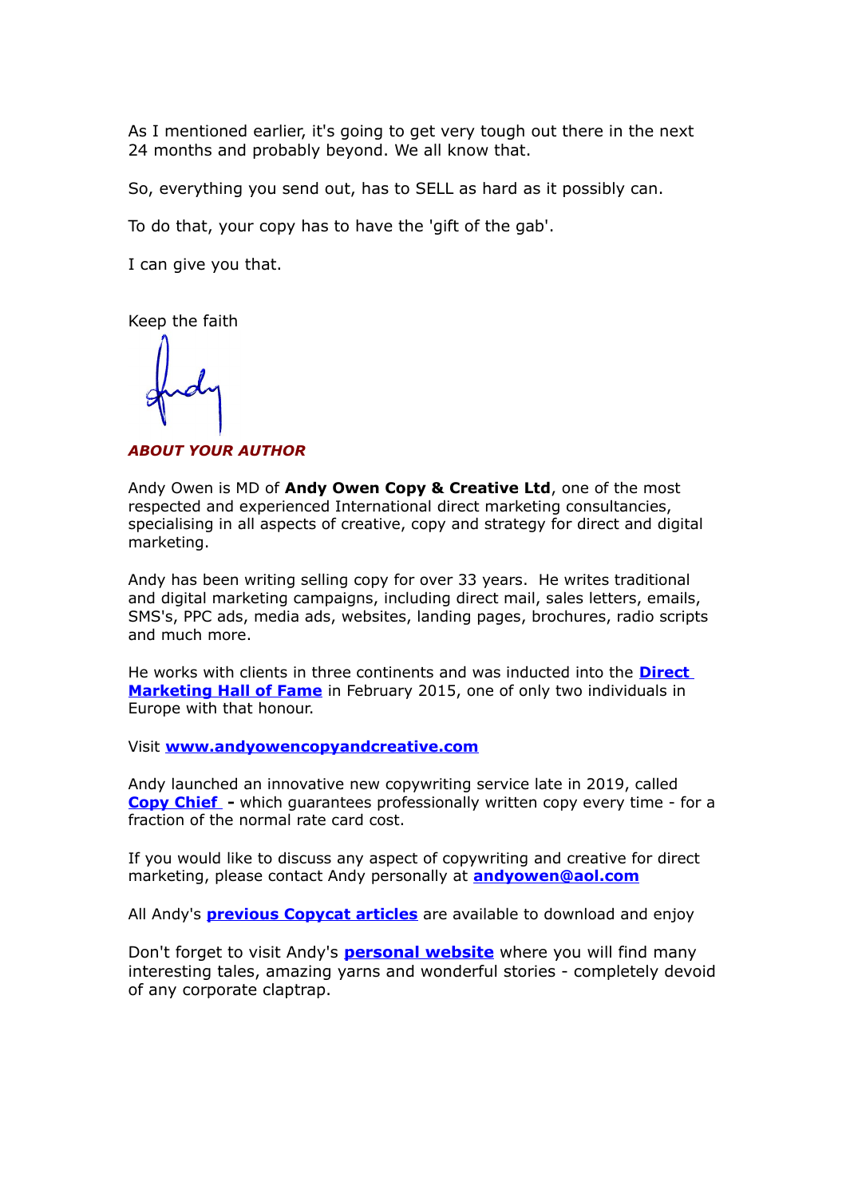As I mentioned earlier, it's going to get very tough out there in the next 24 months and probably beyond. We all know that.

So, everything you send out, has to SELL as hard as it possibly can.

To do that, your copy has to have the 'gift of the gab'.

I can give you that.

Keep the faith

Andy

***ABOUT YOUR AUTHOR***

Andy Owen is MD of **Andy Owen Copy & Creative Ltd**, one of the most respected and experienced International direct marketing consultancies, specialising in all aspects of creative, copy and strategy for direct and digital marketing.

Andy has been writing selling copy for over 33 years. He writes traditional and digital marketing campaigns, including direct mail, sales letters, emails, SMS's, PPC ads, media ads, websites, landing pages, brochures, radio scripts and much more.

He works with clients in three continents and was inducted into the **Direct Marketing Hall of Fame** in February 2015, one of only two individuals in Europe with that honour.

Visit **www.andyowencopyandcreative.com**

Andy launched an innovative new copywriting service late in 2019, called **Copy Chief** **-** which guarantees professionally written copy every time - for a fraction of the normal rate card cost.

If you would like to discuss any aspect of copywriting and creative for direct marketing, please contact Andy personally at **andyowen@aol.com**

All Andy's **previous Copycat articles** are available to download and enjoy

Don't forget to visit Andy's **personal website** where you will find many interesting tales, amazing yarns and wonderful stories - completely devoid of any corporate claptrap.